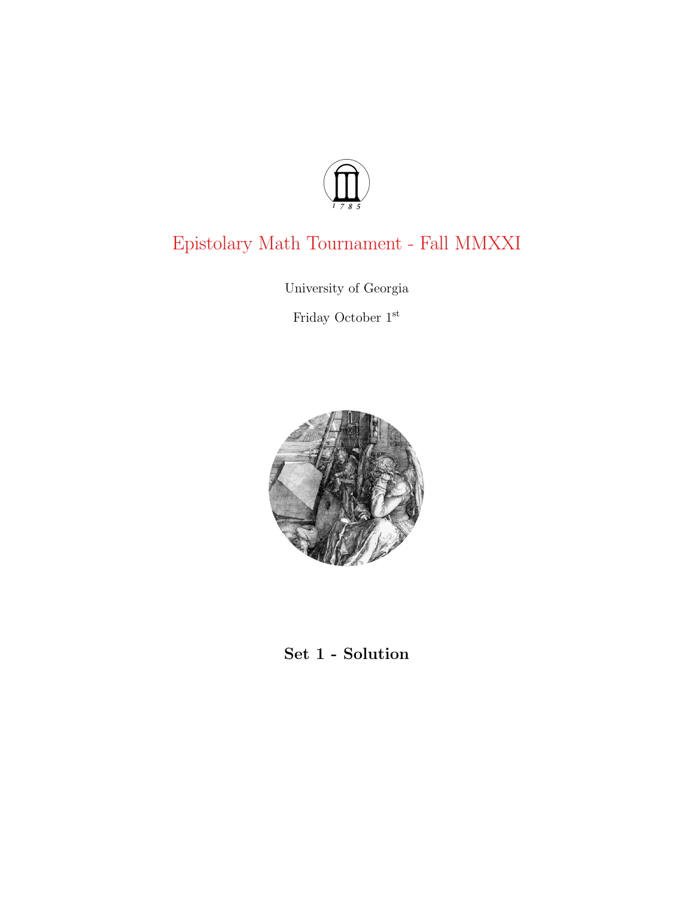# Epistolary Math Tournament - Fall MMXXI

University of Georgia

Friday October 1st

## Set 1 - Solution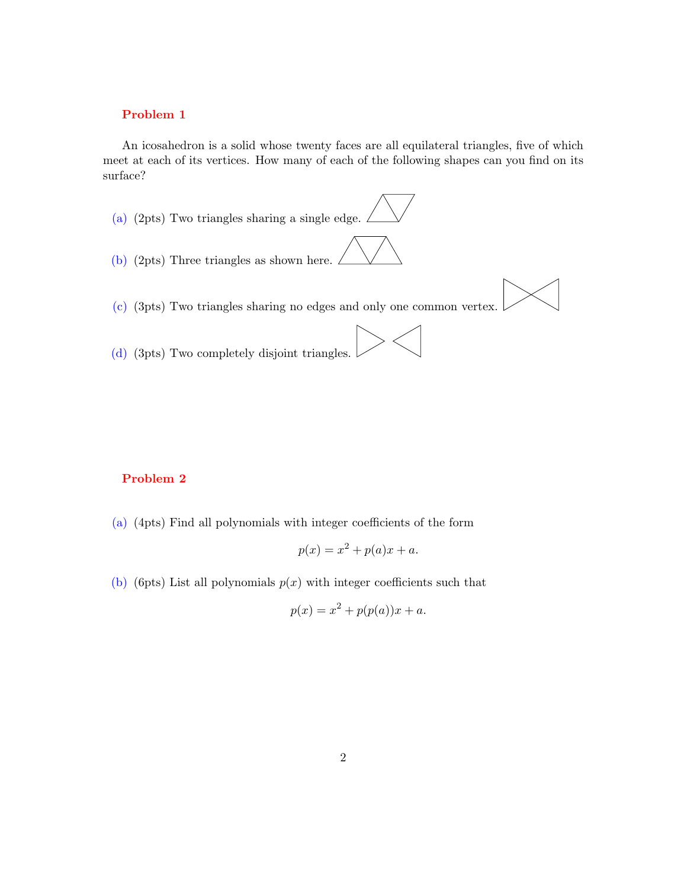## Problem 1

An icosahedron is a solid whose twenty faces are all equilateral triangles, five of which meet at each of its vertices. How many of each of the following shapes can you find on its surface?

(a) (2pts) Two triangles sharing a single edge.

(b) (2pts) Three triangles as shown here.

(c) (3pts) Two triangles sharing no edges and only one common vertex.

(d) (3pts) Two completely disjoint triangles.

## Problem 2

(a) (4pts) Find all polynomials with integer coefficients of the form

$$p(x) = x^2 + p(a)x + a.$$

(b) (6pts) List all polynomials $p(x)$ with integer coefficients such that

$$p(x) = x^2 + p(p(a))x + a.$$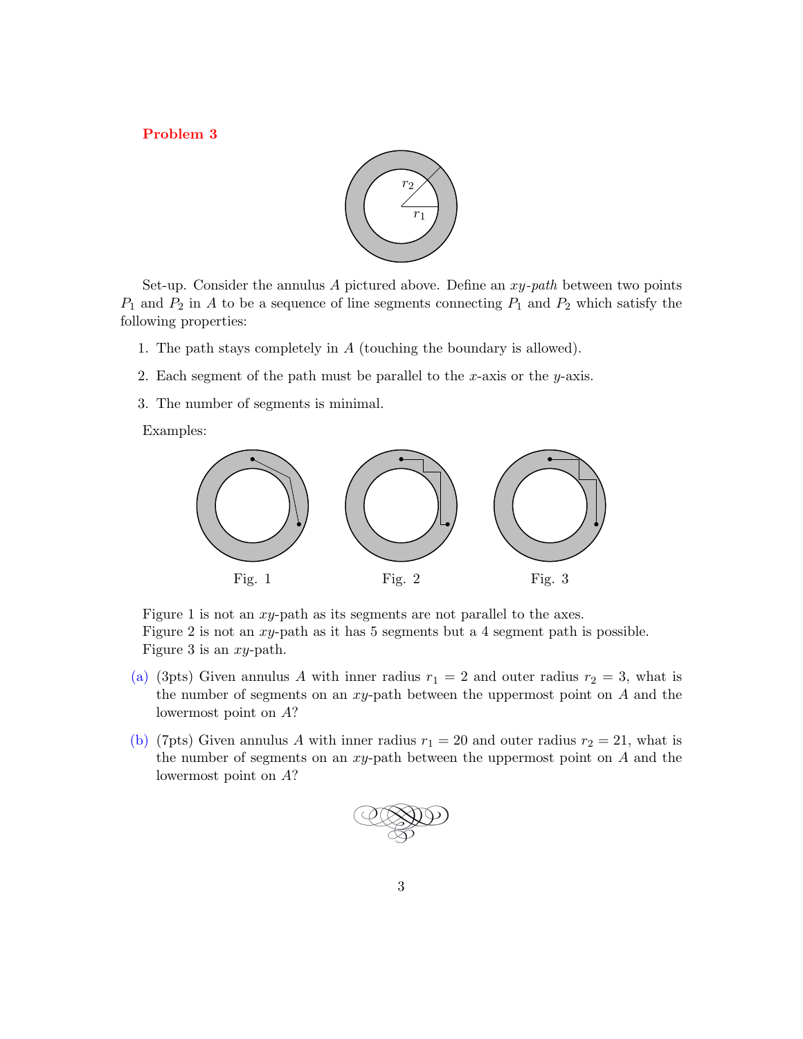## Problem 3

Set-up. Consider the annulus $A$ pictured above. Define an *xy-path* between two points $P_1$ and $P_2$ in $A$ to be a sequence of line segments connecting $P_1$ and $P_2$ which satisfy the following properties:

1. The path stays completely in $A$ (touching the boundary is allowed).
2. Each segment of the path must be parallel to the $x$-axis or the $y$-axis.
3. The number of segments is minimal.

Examples:

Fig. 1 Fig. 2 Fig. 3

Figure 1 is not an $xy$-path as its segments are not parallel to the axes.
Figure 2 is not an $xy$-path as it has 5 segments but a 4 segment path is possible.
Figure 3 is an $xy$-path.

(a) (3pts) Given annulus $A$ with inner radius $r_1 = 2$ and outer radius $r_2 = 3$, what is the number of segments on an $xy$-path between the uppermost point on $A$ and the lowermost point on $A$?

(b) (7pts) Given annulus $A$ with inner radius $r_1 = 20$ and outer radius $r_2 = 21$, what is the number of segments on an $xy$-path between the uppermost point on $A$ and the lowermost point on $A$?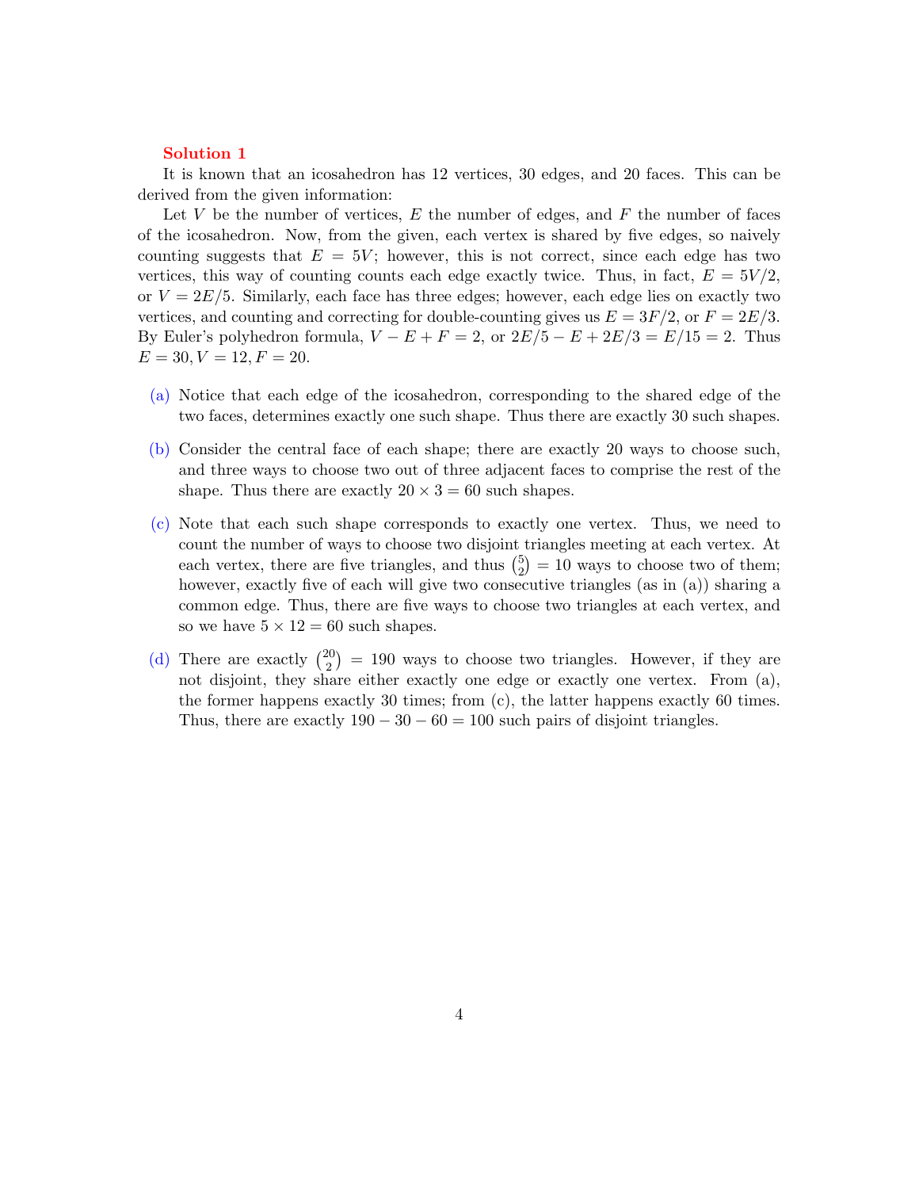**Solution 1**

It is known that an icosahedron has 12 vertices, 30 edges, and 20 faces. This can be derived from the given information:

Let $V$ be the number of vertices, $E$ the number of edges, and $F$ the number of faces of the icosahedron. Now, from the given, each vertex is shared by five edges, so naively counting suggests that $E = 5V$; however, this is not correct, since each edge has two vertices, this way of counting counts each edge exactly twice. Thus, in fact, $E = 5V/2$, or $V = 2E/5$. Similarly, each face has three edges; however, each edge lies on exactly two vertices, and counting and correcting for double-counting gives us $E = 3F/2$, or $F = 2E/3$. By Euler's polyhedron formula, $V - E + F = 2$, or $2E/5 - E + 2E/3 = E/15 = 2$. Thus $E = 30, V = 12, F = 20$.

(a) Notice that each edge of the icosahedron, corresponding to the shared edge of the two faces, determines exactly one such shape. Thus there are exactly 30 such shapes.

(b) Consider the central face of each shape; there are exactly 20 ways to choose such, and three ways to choose two out of three adjacent faces to comprise the rest of the shape. Thus there are exactly $20 \times 3 = 60$ such shapes.

(c) Note that each such shape corresponds to exactly one vertex. Thus, we need to count the number of ways to choose two disjoint triangles meeting at each vertex. At each vertex, there are five triangles, and thus $\binom{5}{2} = 10$ ways to choose two of them; however, exactly five of each will give two consecutive triangles (as in (a)) sharing a common edge. Thus, there are five ways to choose two triangles at each vertex, and so we have $5 \times 12 = 60$ such shapes.

(d) There are exactly $\binom{20}{2} = 190$ ways to choose two triangles. However, if they are not disjoint, they share either exactly one edge or exactly one vertex. From (a), the former happens exactly 30 times; from (c), the latter happens exactly 60 times. Thus, there are exactly $190 - 30 - 60 = 100$ such pairs of disjoint triangles.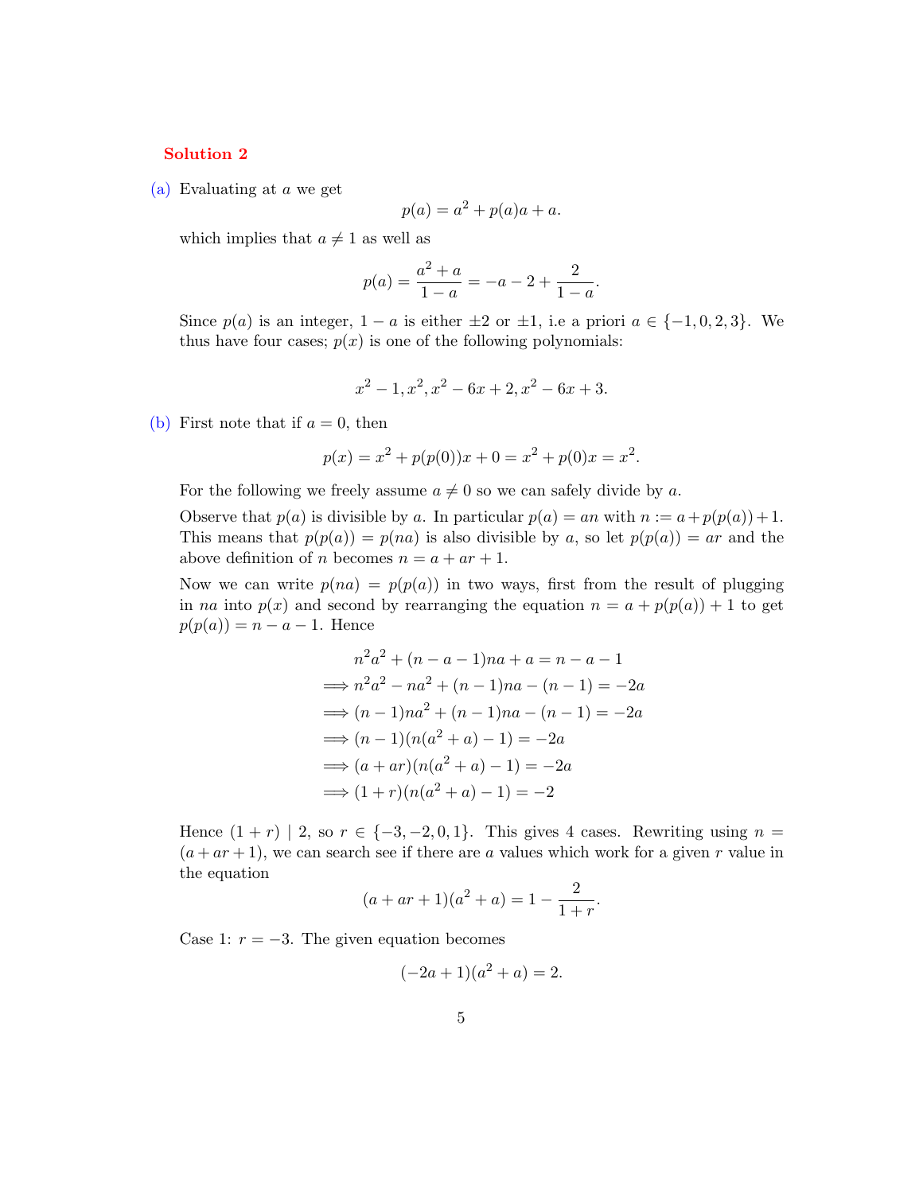**Solution 2**

(a) Evaluating at $a$ we get

$$p(a) = a^2 + p(a)a + a.$$

which implies that $a \neq 1$ as well as

$$p(a) = \frac{a^2 + a}{1 - a} = -a - 2 + \frac{2}{1 - a}.$$

Since $p(a)$ is an integer, $1 - a$ is either $\pm 2$ or $\pm 1$, i.e a priori $a \in \{-1, 0, 2, 3\}$. We thus have four cases; $p(x)$ is one of the following polynomials:

$$x^2 - 1, x^2, x^2 - 6x + 2, x^2 - 6x + 3.$$

(b) First note that if $a = 0$, then

$$p(x) = x^2 + p(p(0))x + 0 = x^2 + p(0)x = x^2.$$

For the following we freely assume $a \neq 0$ so we can safely divide by $a$.

Observe that $p(a)$ is divisible by $a$. In particular $p(a) = an$ with $n := a + p(p(a)) + 1$. This means that $p(p(a)) = p(na)$ is also divisible by $a$, so let $p(p(a)) = ar$ and the above definition of $n$ becomes $n = a + ar + 1$.

Now we can write $p(na) = p(p(a))$ in two ways, first from the result of plugging in $na$ into $p(x)$ and second by rearranging the equation $n = a + p(p(a)) + 1$ to get $p(p(a)) = n - a - 1$. Hence

$$\begin{aligned}
&n^2a^2 + (n - a - 1)na + a = n - a - 1 \\
\implies &n^2a^2 - na^2 + (n - 1)na - (n - 1) = -2a \\
\implies &(n - 1)na^2 + (n - 1)na - (n - 1) = -2a \\
\implies &(n - 1)(n(a^2 + a) - 1) = -2a \\
\implies &(a + ar)(n(a^2 + a) - 1) = -2a \\
\implies &(1 + r)(n(a^2 + a) - 1) = -2
\end{aligned}$$

Hence $(1 + r) \mid 2$, so $r \in \{-3, -2, 0, 1\}$. This gives 4 cases. Rewriting using $n = (a + ar + 1)$, we can search see if there are $a$ values which work for a given $r$ value in the equation

$$(a + ar + 1)(a^2 + a) = 1 - \frac{2}{1 + r}.$$

Case 1: $r = -3$. The given equation becomes

$$(-2a + 1)(a^2 + a) = 2.$$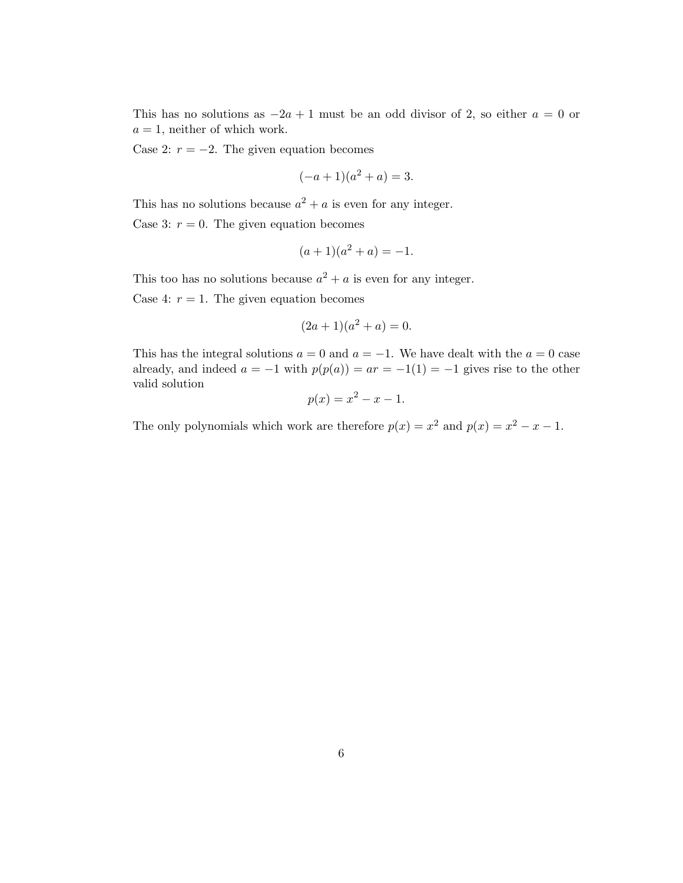This has no solutions as $-2a+1$ must be an odd divisor of 2, so either $a = 0$ or $a = 1$, neither of which work.

Case 2: $r = -2$. The given equation becomes

$$(-a+1)(a^2+a) = 3.$$

This has no solutions because $a^2 + a$ is even for any integer.

Case 3: $r = 0$. The given equation becomes

$$(a+1)(a^2+a) = -1.$$

This too has no solutions because $a^2 + a$ is even for any integer.

Case 4: $r = 1$. The given equation becomes

$$(2a+1)(a^2+a) = 0.$$

This has the integral solutions $a = 0$ and $a = -1$. We have dealt with the $a = 0$ case already, and indeed $a = -1$ with $p(p(a)) = ar = -1(1) = -1$ gives rise to the other valid solution

$$p(x) = x^2 - x - 1.$$

The only polynomials which work are therefore $p(x) = x^2$ and $p(x) = x^2 - x - 1$.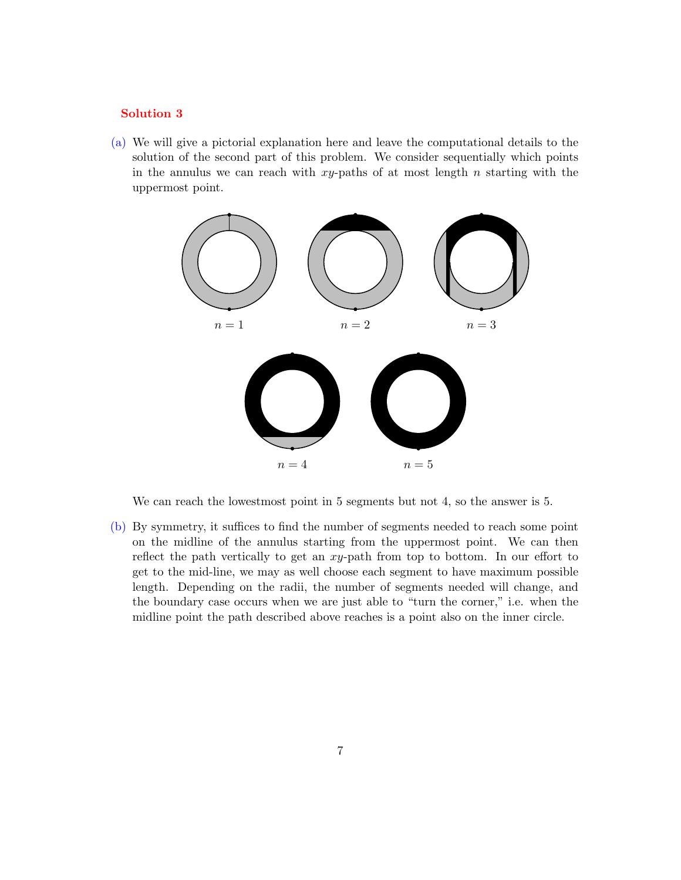**Solution 3**

(a) We will give a pictorial explanation here and leave the computational details to the solution of the second part of this problem. We consider sequentially which points in the annulus we can reach with $xy$-paths of at most length $n$ starting with the uppermost point.

$n = 1$ $n = 2$ $n = 3$

$n = 4$ $n = 5$

We can reach the lowestmost point in 5 segments but not 4, so the answer is 5.

(b) By symmetry, it suffices to find the number of segments needed to reach some point on the midline of the annulus starting from the uppermost point. We can then reflect the path vertically to get an $xy$-path from top to bottom. In our effort to get to the mid-line, we may as well choose each segment to have maximum possible length. Depending on the radii, the number of segments needed will change, and the boundary case occurs when we are just able to "turn the corner," i.e. when the midline point the path described above reaches is a point also on the inner circle.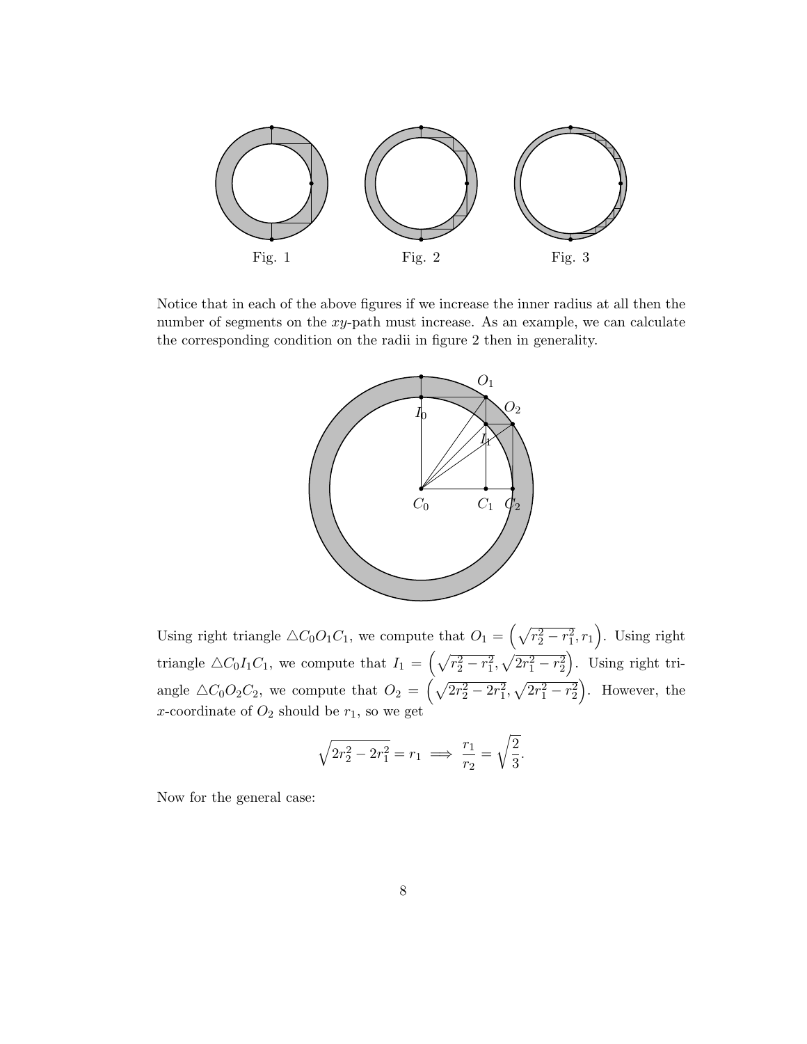Fig. 1

Fig. 2

Fig. 3

Notice that in each of the above figures if we increase the inner radius at all then the number of segments on the $xy$-path must increase. As an example, we can calculate the corresponding condition on the radii in figure 2 then in generality.

Using right triangle $\triangle C_0O_1C_1$, we compute that $O_1 = \left(\sqrt{r_2^2 - r_1^2}, r_1\right)$. Using right triangle $\triangle C_0I_1C_1$, we compute that $I_1 = \left(\sqrt{r_2^2 - r_1^2}, \sqrt{2r_1^2 - r_2^2}\right)$. Using right triangle $\triangle C_0O_2C_2$, we compute that $O_2 = \left(\sqrt{2r_2^2 - 2r_1^2}, \sqrt{2r_1^2 - r_2^2}\right)$. However, the $x$-coordinate of $O_2$ should be $r_1$, so we get

$$\sqrt{2r_2^2 - 2r_1^2} = r_1 \implies \frac{r_1}{r_2} = \sqrt{\frac{2}{3}}.$$

Now for the general case: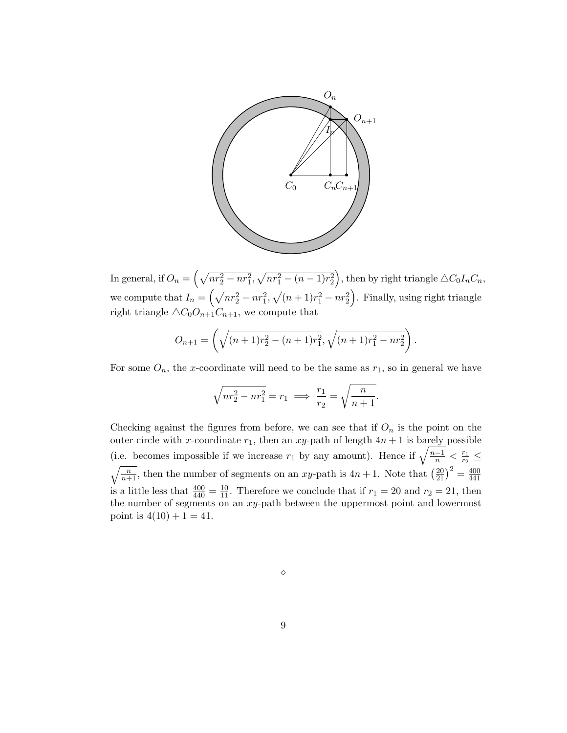$O_n$

$O_{n+1}$

$I_n$

$C_0$

$C_n C_{n+1}$

In general, if $O_n = \left(\sqrt{nr_2^2 - nr_1^2}, \sqrt{nr_1^2 - (n-1)r_2^2}\right)$, then by right triangle $\triangle C_0 I_n C_n$, we compute that $I_n = \left(\sqrt{nr_2^2 - nr_1^2}, \sqrt{(n+1)r_1^2 - nr_2^2}\right)$. Finally, using right triangle right triangle $\triangle C_0 O_{n+1} C_{n+1}$, we compute that

$$O_{n+1} = \left(\sqrt{(n+1)r_2^2 - (n+1)r_1^2}, \sqrt{(n+1)r_1^2 - nr_2^2}\right).$$

For some $O_n$, the $x$-coordinate will need to be the same as $r_1$, so in general we have

$$\sqrt{nr_2^2 - nr_1^2} = r_1 \implies \frac{r_1}{r_2} = \sqrt{\frac{n}{n+1}}.$$

Checking against the figures from before, we can see that if $O_n$ is the point on the outer circle with $x$-coordinate $r_1$, then an $xy$-path of length $4n+1$ is barely possible (i.e. becomes impossible if we increase $r_1$ by any amount). Hence if $\sqrt{\frac{n-1}{n}} < \frac{r_1}{r_2} \leq \sqrt{\frac{n}{n+1}}$, then the number of segments on an $xy$-path is $4n+1$. Note that $\left(\frac{20}{21}\right)^2 = \frac{400}{441}$ is a little less that $\frac{400}{440} = \frac{10}{11}$. Therefore we conclude that if $r_1 = 20$ and $r_2 = 21$, then the number of segments on an $xy$-path between the uppermost point and lowermost point is $4(10) + 1 = 41$.

$\diamond$